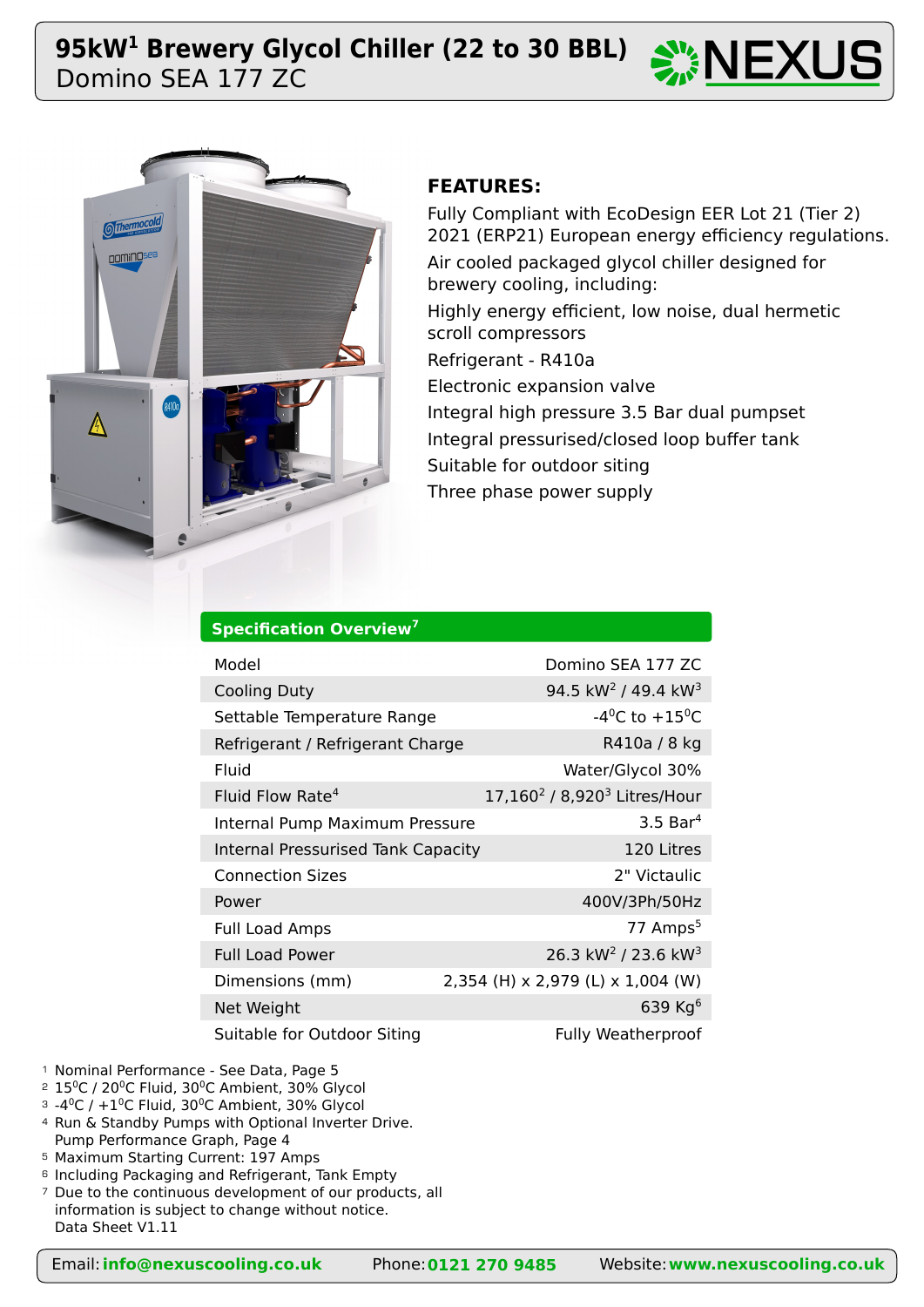# 95kW[1] Brewery Glycol Chiller (22 to 30 BBL)

Domino SEA 177 ZC

NEXUS

## FEATURES:

Fully Compliant with EcoDesign EER Lot 21 (Tier 2) 2021 (ERP21) European energy efficiency regulations.

Air cooled packaged glycol chiller designed for brewery cooling, including:

Highly energy efficient, low noise, dual hermetic scroll compressors

Refrigerant - R410a

Electronic expansion valve

Integral high pressure 3.5 Bar dual pumpset

Integral pressurised/closed loop buffer tank

Suitable for outdoor siting

Three phase power supply

## Specification Overview[7]

| | |
|---|---|
| Model | Domino SEA 177 ZC |
| Cooling Duty | 94.5 kW[2] / 49.4 kW[3] |
| Settable Temperature Range | -4°C to +15°C |
| Refrigerant / Refrigerant Charge | R410a / 8 kg |
| Fluid | Water/Glycol 30% |
| Fluid Flow Rate[4] | 17,160[2] / 8,920[3] Litres/Hour |
| Internal Pump Maximum Pressure | 3.5 Bar[4] |
| Internal Pressurised Tank Capacity | 120 Litres |
| Connection Sizes | 2" Victaulic |
| Power | 400V/3Ph/50Hz |
| Full Load Amps | 77 Amps[5] |
| Full Load Power | 26.3 kW[2] / 23.6 kW[3] |
| Dimensions (mm) | 2,354 (H) x 2,979 (L) x 1,004 (W) |
| Net Weight | 639 Kg[6] |
| Suitable for Outdoor Siting | Fully Weatherproof |

1 Nominal Performance - See Data, Page 5
2 15°C / 20°C Fluid, 30°C Ambient, 30% Glycol
3 -4°C / +1°C Fluid, 30°C Ambient, 30% Glycol
4 Run & Standby Pumps with Optional Inverter Drive. Pump Performance Graph, Page 4
5 Maximum Starting Current: 197 Amps
6 Including Packaging and Refrigerant, Tank Empty
7 Due to the continuous development of our products, all information is subject to change without notice. Data Sheet V1.11

Email: info@nexuscooling.co.uk Phone: 0121 270 9485 Website: www.nexuscooling.co.uk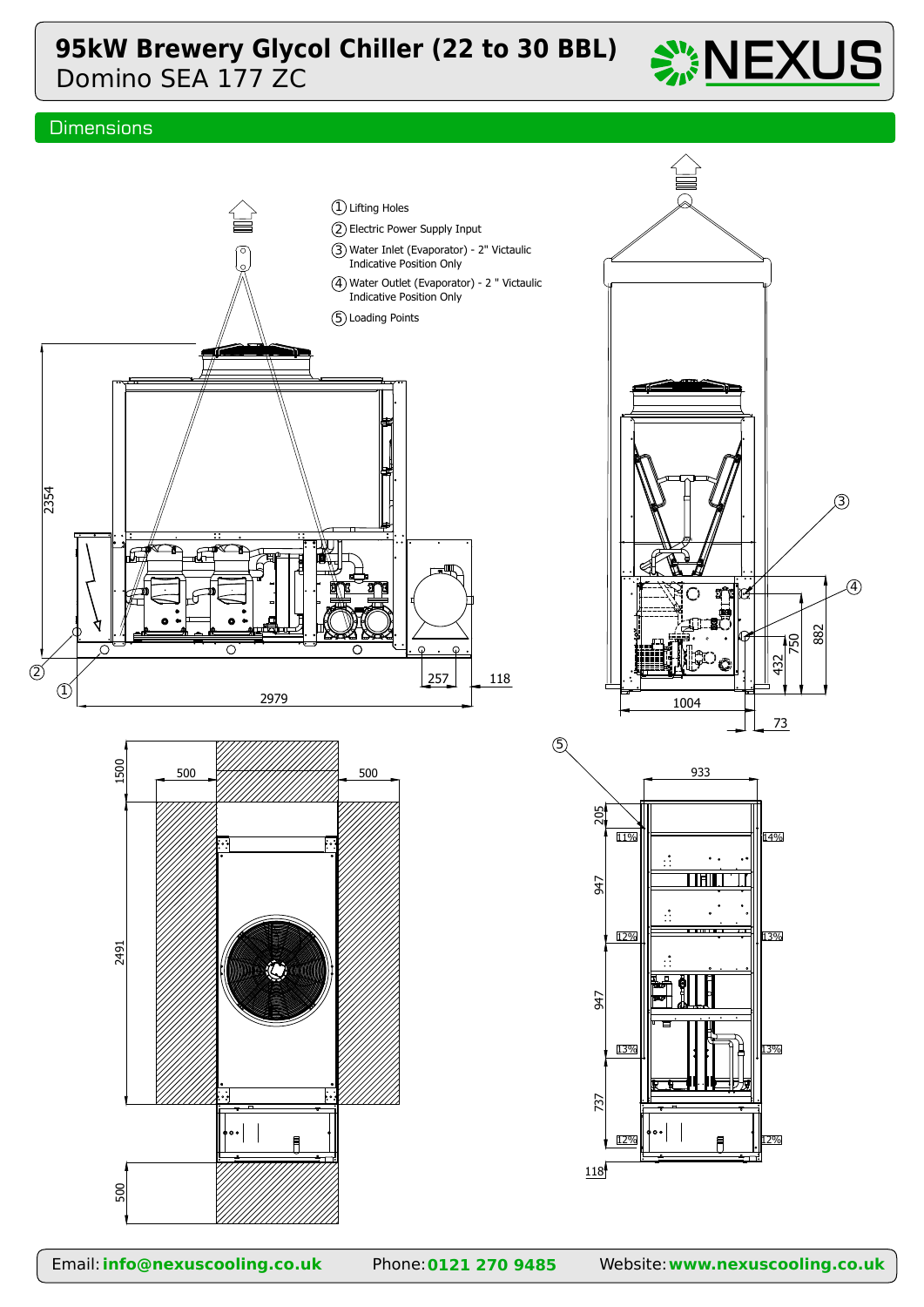# 95kW Brewery Glycol Chiller (22 to 30 BBL)

Domino SEA 177 ZC

## Dimensions

1. Lifting Holes
2. Electric Power Supply Input
3. Water Inlet (Evaporator) - 2" Victaulic
   Indicative Position Only
4. Water Outlet (Evaporator) - 2 " Victaulic
   Indicative Position Only
5. Loading Points

2354

2979

257

118

1004

73

432

750

882

1500

500

500

2491

500

933

205

947

947

737

118

11%

14%

12%

13%

13%

13%

12%

12%

Email: **info@nexuscooling.co.uk** Phone: **0121 270 9485** Website: **www.nexuscooling.co.uk**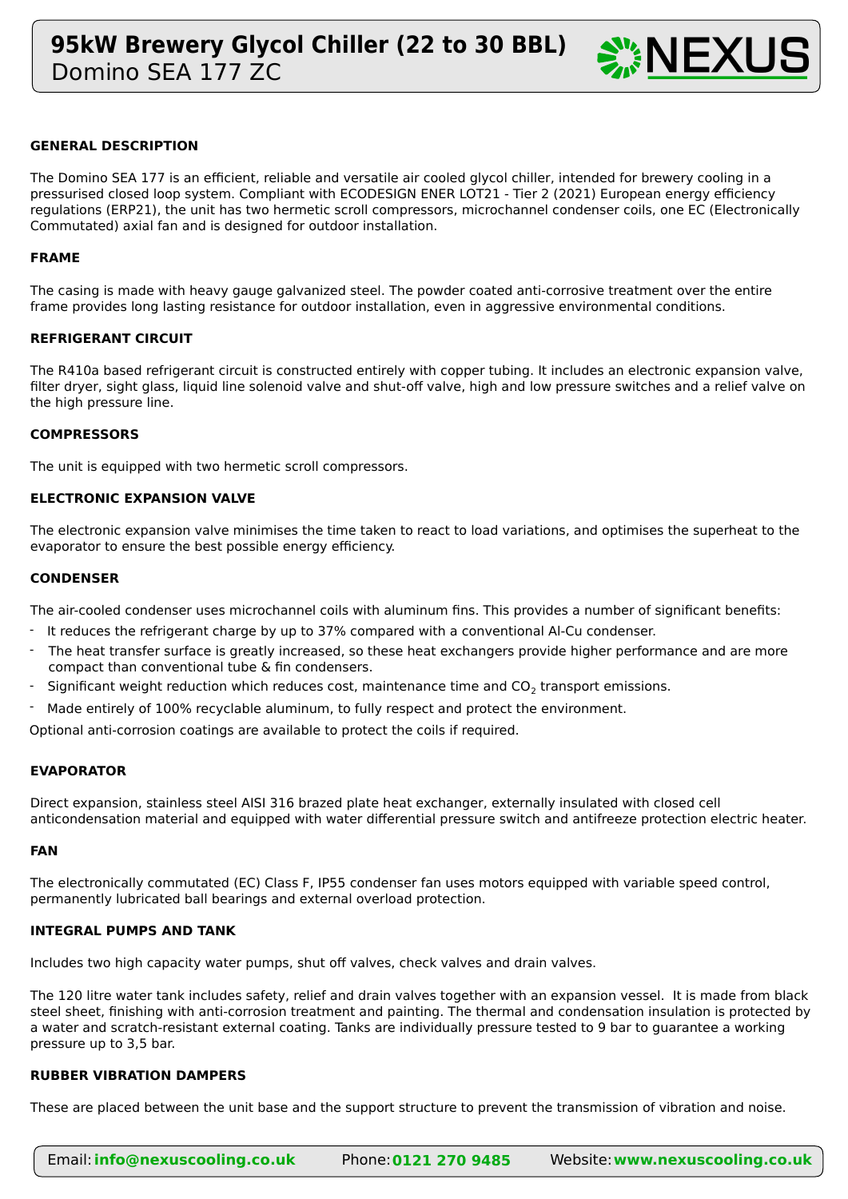# 95kW Brewery Glycol Chiller (22 to 30 BBL)

Domino SEA 177 ZC

## GENERAL DESCRIPTION

The Domino SEA 177 is an efficient, reliable and versatile air cooled glycol chiller, intended for brewery cooling in a pressurised closed loop system. Compliant with ECODESIGN ENER LOT21 - Tier 2 (2021) European energy efficiency regulations (ERP21), the unit has two hermetic scroll compressors, microchannel condenser coils, one EC (Electronically Commutated) axial fan and is designed for outdoor installation.

## FRAME

The casing is made with heavy gauge galvanized steel. The powder coated anti-corrosive treatment over the entire frame provides long lasting resistance for outdoor installation, even in aggressive environmental conditions.

## REFRIGERANT CIRCUIT

The R410a based refrigerant circuit is constructed entirely with copper tubing. It includes an electronic expansion valve, filter dryer, sight glass, liquid line solenoid valve and shut-off valve, high and low pressure switches and a relief valve on the high pressure line.

## COMPRESSORS

The unit is equipped with two hermetic scroll compressors.

## ELECTRONIC EXPANSION VALVE

The electronic expansion valve minimises the time taken to react to load variations, and optimises the superheat to the evaporator to ensure the best possible energy efficiency.

## CONDENSER

The air-cooled condenser uses microchannel coils with aluminum fins. This provides a number of significant benefits:

- It reduces the refrigerant charge by up to 37% compared with a conventional Al-Cu condenser.
- The heat transfer surface is greatly increased, so these heat exchangers provide higher performance and are more compact than conventional tube & fin condensers.
- Significant weight reduction which reduces cost, maintenance time and $CO_2$ transport emissions.
- Made entirely of 100% recyclable aluminum, to fully respect and protect the environment.

Optional anti-corrosion coatings are available to protect the coils if required.

## EVAPORATOR

Direct expansion, stainless steel AISI 316 brazed plate heat exchanger, externally insulated with closed cell anticondensation material and equipped with water differential pressure switch and antifreeze protection electric heater.

## FAN

The electronically commutated (EC) Class F, IP55 condenser fan uses motors equipped with variable speed control, permanently lubricated ball bearings and external overload protection.

## INTEGRAL PUMPS AND TANK

Includes two high capacity water pumps, shut off valves, check valves and drain valves.

The 120 litre water tank includes safety, relief and drain valves together with an expansion vessel. It is made from black steel sheet, finishing with anti-corrosion treatment and painting. The thermal and condensation insulation is protected by a water and scratch-resistant external coating. Tanks are individually pressure tested to 9 bar to guarantee a working pressure up to 3,5 bar.

## RUBBER VIBRATION DAMPERS

These are placed between the unit base and the support structure to prevent the transmission of vibration and noise.

Email: **info@nexuscooling.co.uk** Phone: **0121 270 9485** Website: **www.nexuscooling.co.uk**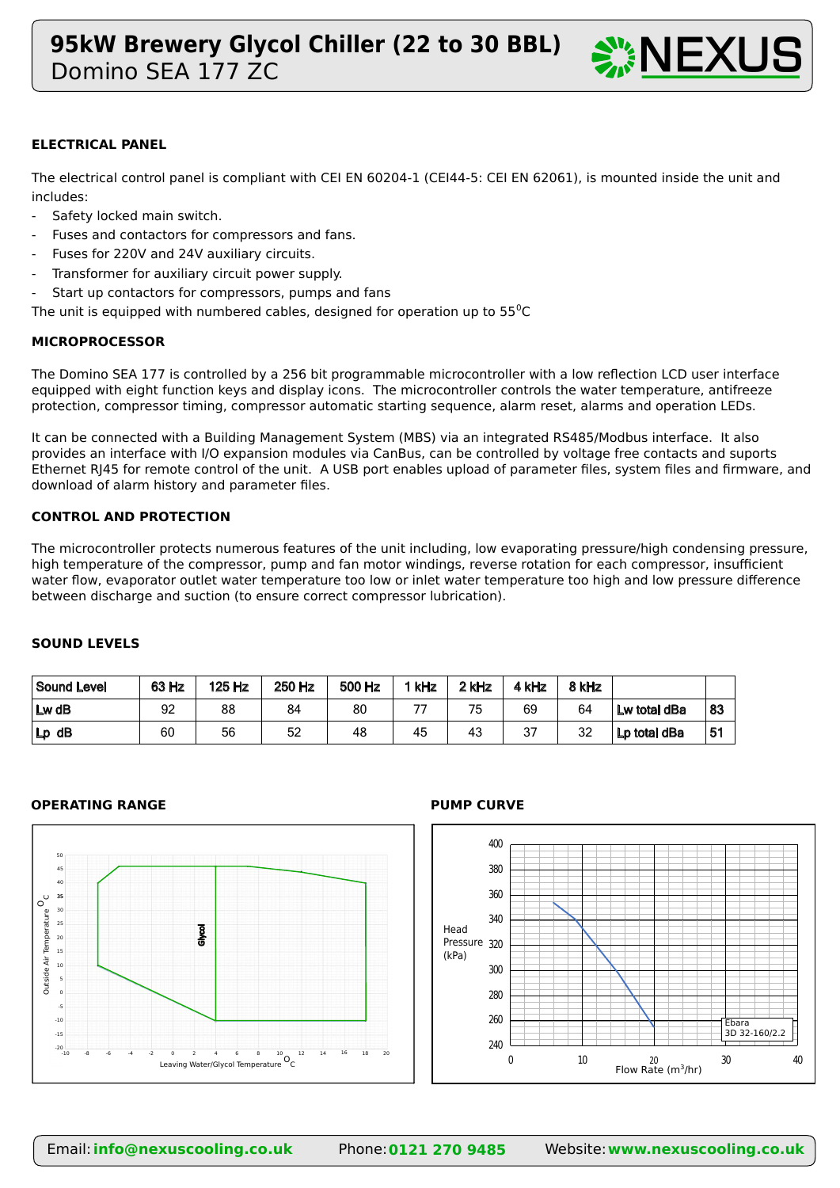# 95kW Brewery Glycol Chiller (22 to 30 BBL)
Domino SEA 177 ZC

**ELECTRICAL PANEL**

The electrical control panel is compliant with CEI EN 60204-1 (CEI44-5: CEI EN 62061), is mounted inside the unit and includes:

- Safety locked main switch.
- Fuses and contactors for compressors and fans.
- Fuses for 220V and 24V auxiliary circuits.
- Transformer for auxiliary circuit power supply.
- Start up contactors for compressors, pumps and fans

The unit is equipped with numbered cables, designed for operation up to 55$^0$C

**MICROPROCESSOR**

The Domino SEA 177 is controlled by a 256 bit programmable microcontroller with a low reflection LCD user interface equipped with eight function keys and display icons. The microcontroller controls the water temperature, antifreeze protection, compressor timing, compressor automatic starting sequence, alarm reset, alarms and operation LEDs.

It can be connected with a Building Management System (MBS) via an integrated RS485/Modbus interface. It also provides an interface with I/O expansion modules via CanBus, can be controlled by voltage free contacts and suports Ethernet RJ45 for remote control of the unit. A USB port enables upload of parameter files, system files and firmware, and download of alarm history and parameter files.

**CONTROL AND PROTECTION**

The microcontroller protects numerous features of the unit including, low evaporating pressure/high condensing pressure, high temperature of the compressor, pump and fan motor windings, reverse rotation for each compressor, insufficient water flow, evaporator outlet water temperature too low or inlet water temperature too high and low pressure difference between discharge and suction (to ensure correct compressor lubrication).

**SOUND LEVELS**

| Sound Level | 63 Hz | 125 Hz | 250 Hz | 500 Hz | 1 kHz | 2 kHz | 4 kHz | 8 kHz | | |
|---|---|---|---|---|---|---|---|---|---|---|
| Lw dB | 92 | 88 | 84 | 80 | 77 | 75 | 69 | 64 | Lw total dBa | 83 |
| Lp dB | 60 | 56 | 52 | 48 | 45 | 43 | 37 | 32 | Lp total dBa | 51 |

**OPERATING RANGE**

**PUMP CURVE**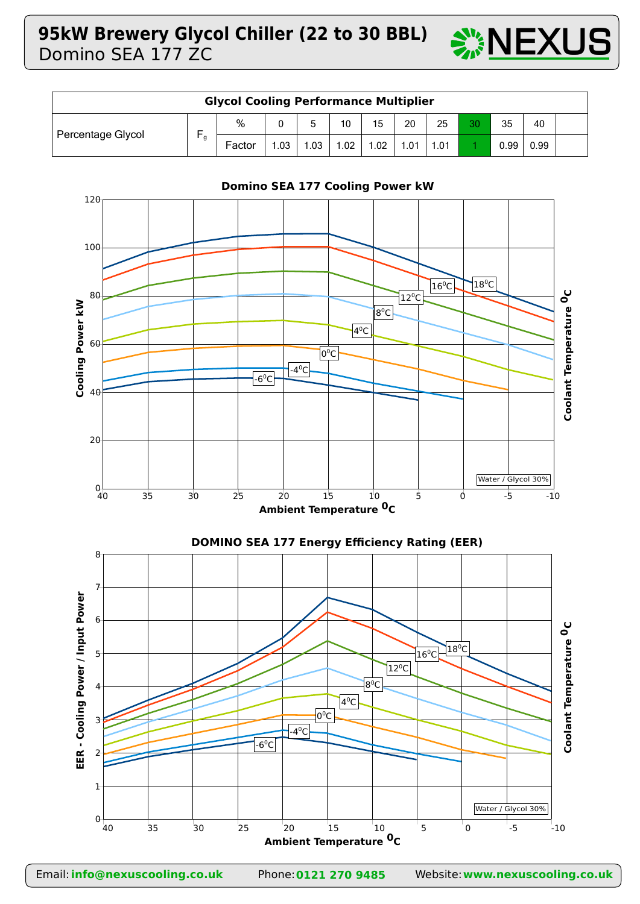# 95kW Brewery Glycol Chiller (22 to 30 BBL)

## Domino SEA 177 ZC

NEXUS

| Glycol Cooling Performance Multiplier | | | | | | | | | | | |
|---|---|---|---|---|---|---|---|---|---|---|---|
| Percentage Glycol | $F_g$ | % | 0 | 5 | 10 | 15 | 20 | 25 | 30 | 35 | 40 |
| | | Factor | 1.03 | 1.03 | 1.02 | 1.02 | 1.01 | 1.01 | 1 | 0.99 | 0.99 |

**Domino SEA 177 Cooling Power kW**

Cooling Power kW

120
100
80
60
40
20
0

Ambient Temperature $^0C$

40 35 30 25 20 15 10 5 0 -5 -10

Coolant Temperature $^0C$

18$^0$C
16$^0$C
12$^0$C
8$^0$C
4$^0$C
0$^0$C
-4$^0$C
-6$^0$C

Water / Glycol 30%

**DOMINO SEA 177 Energy Efficiency Rating (EER)**

EER - Cooling Power / Input Power

8
7
6
5
4
3
2
1
0

Ambient Temperature $^0C$

40 35 30 25 20 15 10 5 0 -5 -10

Coolant Temperature $^0C$

18$^0$C
16$^0$C
12$^0$C
8$^0$C
4$^0$C
0$^0$C
-4$^0$C
-6$^0$C

Water / Glycol 30%

Email: **info@nexuscooling.co.uk** Phone: **0121 270 9485** Website: **www.nexuscooling.co.uk**